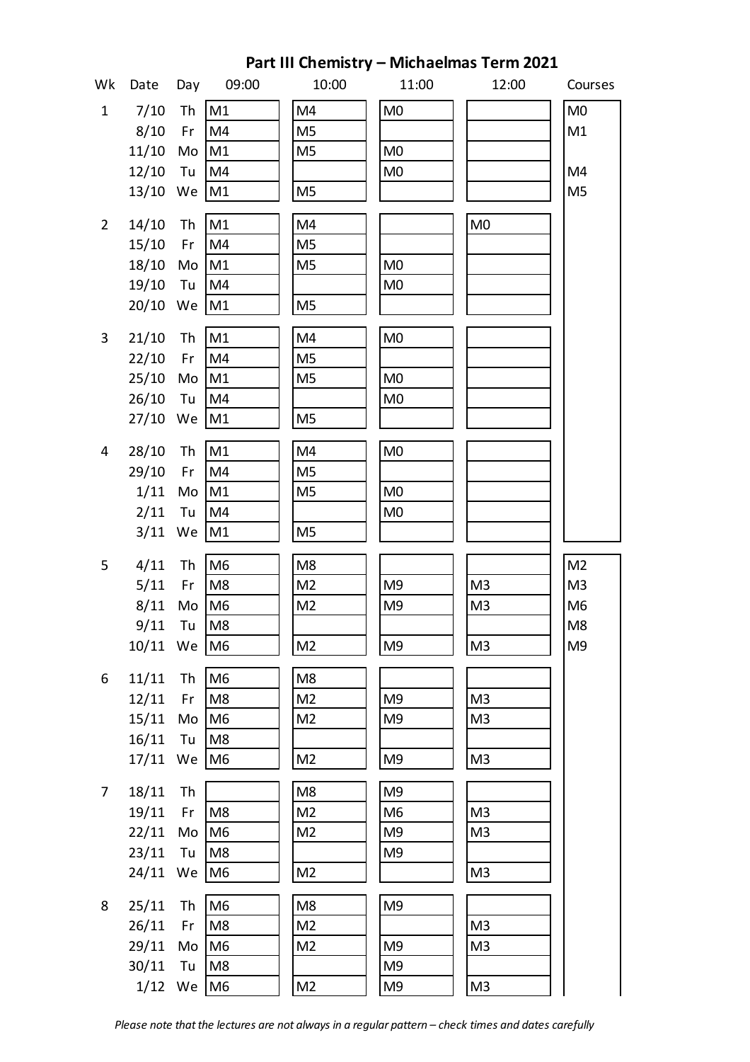# Part III Chemistry – Michaelmas Term 2021

| Wk | Date | Day | 09:00 | 10:00 | 11:00 | 12:00 | Courses |
|---|---|---|---|---|---|---|---|
| 1 | 7/10 | Th | M1 | M4 | M0 | | M0 |
| | 8/10 | Fr | M4 | M5 | | | M1 |
| | 11/10 | Mo | M1 | M5 | M0 | | |
| | 12/10 | Tu | M4 | | M0 | | M4 |
| | 13/10 | We | M1 | M5 | | | M5 |
| 2 | 14/10 | Th | M1 | M4 | | M0 | |
| | 15/10 | Fr | M4 | M5 | | | |
| | 18/10 | Mo | M1 | M5 | M0 | | |
| | 19/10 | Tu | M4 | | M0 | | |
| | 20/10 | We | M1 | M5 | | | |
| 3 | 21/10 | Th | M1 | M4 | M0 | | |
| | 22/10 | Fr | M4 | M5 | | | |
| | 25/10 | Mo | M1 | M5 | M0 | | |
| | 26/10 | Tu | M4 | | M0 | | |
| | 27/10 | We | M1 | M5 | | | |
| 4 | 28/10 | Th | M1 | M4 | M0 | | |
| | 29/10 | Fr | M4 | M5 | | | |
| | 1/11 | Mo | M1 | M5 | M0 | | |
| | 2/11 | Tu | M4 | | M0 | | |
| | 3/11 | We | M1 | M5 | | | |
| 5 | 4/11 | Th | M6 | M8 | | | M2 |
| | 5/11 | Fr | M8 | M2 | M9 | M3 | M3 |
| | 8/11 | Mo | M6 | M2 | M9 | M3 | M6 |
| | 9/11 | Tu | M8 | | | | M8 |
| | 10/11 | We | M6 | M2 | M9 | M3 | M9 |
| 6 | 11/11 | Th | M6 | M8 | | | |
| | 12/11 | Fr | M8 | M2 | M9 | M3 | |
| | 15/11 | Mo | M6 | M2 | M9 | M3 | |
| | 16/11 | Tu | M8 | | | | |
| | 17/11 | We | M6 | M2 | M9 | M3 | |
| 7 | 18/11 | Th | | M8 | M9 | | |
| | 19/11 | Fr | M8 | M2 | M6 | M3 | |
| | 22/11 | Mo | M6 | M2 | M9 | M3 | |
| | 23/11 | Tu | M8 | | M9 | | |
| | 24/11 | We | M6 | M2 | | M3 | |
| 8 | 25/11 | Th | M6 | M8 | M9 | | |
| | 26/11 | Fr | M8 | M2 | | M3 | |
| | 29/11 | Mo | M6 | M2 | M9 | M3 | |
| | 30/11 | Tu | M8 | | M9 | | |
| | 1/12 | We | M6 | M2 | M9 | M3 | |

*Please note that the lectures are not always in a regular pattern – check times and dates carefully*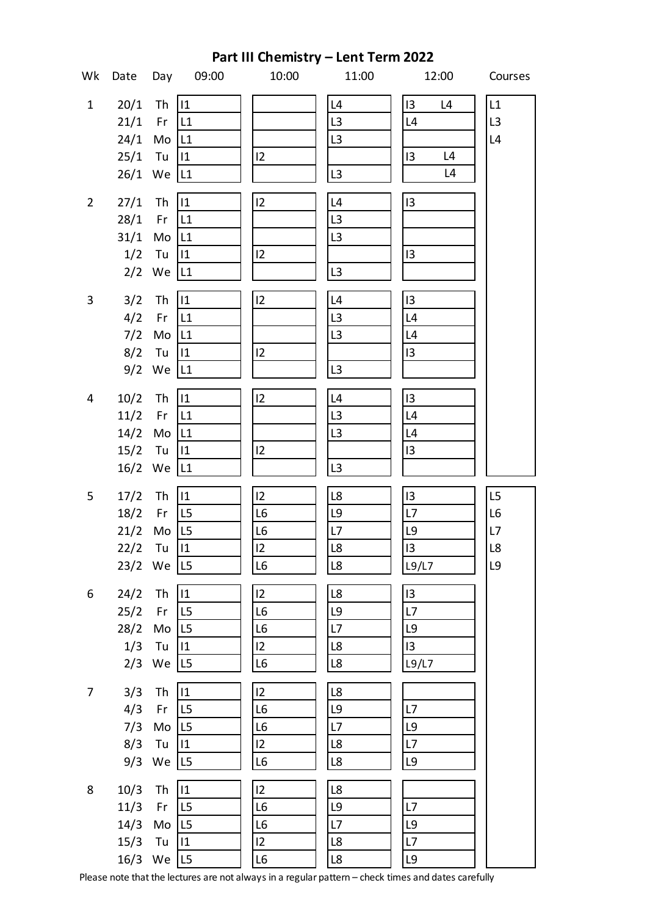# Part III Chemistry – Lent Term 2022

| Wk | Date | Day | 09:00 | 10:00 | 11:00 | 12:00 | Courses |
|---|---|---|---|---|---|---|---|
| 1 | 20/1 | Th | I1 | | L4 | I3 L4 | L1 |
| | 21/1 | Fr | L1 | | L3 | L4 | L3 |
| | 24/1 | Mo | L1 | | L3 | | L4 |
| | 25/1 | Tu | I1 | I2 | | I3 L4 | |
| | 26/1 | We | L1 | | L3 | L4 | |
| 2 | 27/1 | Th | I1 | I2 | L4 | I3 | |
| | 28/1 | Fr | L1 | | L3 | | |
| | 31/1 | Mo | L1 | | L3 | | |
| | 1/2 | Tu | I1 | I2 | | I3 | |
| | 2/2 | We | L1 | | L3 | | |
| 3 | 3/2 | Th | I1 | I2 | L4 | I3 | |
| | 4/2 | Fr | L1 | | L3 | L4 | |
| | 7/2 | Mo | L1 | | L3 | L4 | |
| | 8/2 | Tu | I1 | I2 | | I3 | |
| | 9/2 | We | L1 | | L3 | | |
| 4 | 10/2 | Th | I1 | I2 | L4 | I3 | |
| | 11/2 | Fr | L1 | | L3 | L4 | |
| | 14/2 | Mo | L1 | | L3 | L4 | |
| | 15/2 | Tu | I1 | I2 | | I3 | |
| | 16/2 | We | L1 | | L3 | | |
| 5 | 17/2 | Th | I1 | I2 | L8 | I3 | L5 |
| | 18/2 | Fr | L5 | L6 | L9 | L7 | L6 |
| | 21/2 | Mo | L5 | L6 | L7 | L9 | L7 |
| | 22/2 | Tu | I1 | I2 | L8 | I3 | L8 |
| | 23/2 | We | L5 | L6 | L8 | L9/L7 | L9 |
| 6 | 24/2 | Th | I1 | I2 | L8 | I3 | |
| | 25/2 | Fr | L5 | L6 | L9 | L7 | |
| | 28/2 | Mo | L5 | L6 | L7 | L9 | |
| | 1/3 | Tu | I1 | I2 | L8 | I3 | |
| | 2/3 | We | L5 | L6 | L8 | L9/L7 | |
| 7 | 3/3 | Th | I1 | I2 | L8 | | |
| | 4/3 | Fr | L5 | L6 | L9 | L7 | |
| | 7/3 | Mo | L5 | L6 | L7 | L9 | |
| | 8/3 | Tu | I1 | I2 | L8 | L7 | |
| | 9/3 | We | L5 | L6 | L8 | L9 | |
| 8 | 10/3 | Th | I1 | I2 | L8 | | |
| | 11/3 | Fr | L5 | L6 | L9 | L7 | |
| | 14/3 | Mo | L5 | L6 | L7 | L9 | |
| | 15/3 | Tu | I1 | I2 | L8 | L7 | |
| | 16/3 | We | L5 | L6 | L8 | L9 | |

Please note that the lectures are not always in a regular pattern – check times and dates carefully